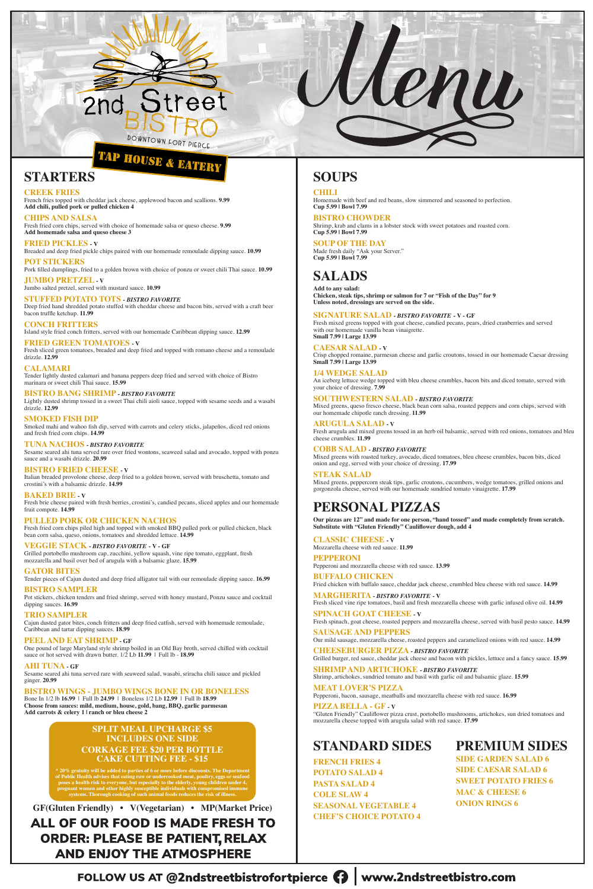# 2nd Street BISTRO

DOWNTOWN FORT PIERCE

TAP HOUSE & EATERY

# Menu

## STARTERS

### CREEK FRIES
French fries topped with cheddar jack cheese, applewood bacon and scallions. **9.99**
**Add chili, pulled pork or pulled chicken 4**

### CHIPS AND SALSA
Fresh fried corn chips, served with choice of homemade salsa or queso cheese. **9.99**
**Add homemade salsa and queso cheese 3**

### FRIED PICKLES - V
Breaded and deep fried pickle chips paired with our homemade remoulade dipping sauce. **10.99**

### POT STICKERS
Pork filled dumplings, fried to a golden brown with choice of ponzu or sweet chili Thai sauce. **10.99**

### JUMBO PRETZEL - V
Jumbo salted pretzel, served with mustard sauce. **10.99**

### STUFFED POTATO TOTS - *BISTRO FAVORITE*
Deep fried hand shredded potato stuffed with cheddar cheese and bacon bits, served with a craft beer bacon truffle ketchup. **11.99**

### CONCH FRITTERS
Island style fried conch fritters, served with our homemade Caribbean dipping sauce. **12.99**

### FRIED GREEN TOMATOES - V
Fresh sliced green tomatoes, breaded and deep fried and topped with romano cheese and a remoulade drizzle. **12.99**

### CALAMARI
Tender lightly dusted calamari and banana peppers deep fried and served with choice of Bistro marinara or sweet chili Thai sauce. **15.99**

### BISTRO BANG SHRIMP - *BISTRO FAVORITE*
Lightly dusted shrimp tossed in a sweet Thai chili aioli sauce, topped with sesame seeds and a wasabi drizzle. **12.99**

### SMOKED FISH DIP
Smoked mahi and wahoo fish dip, served with carrots and celery sticks, jalapeños, diced red onions and fresh fried corn chips. **14.99**

### TUNA NACHOS - *BISTRO FAVORITE*
Sesame seared ahi tuna served rare over fried wontons, seaweed salad and avocado, topped with ponzu sauce and a wasabi drizzle. **20.99**

### BISTRO FRIED CHEESE - V
Italian breaded provolone cheese, deep fried to a golden brown, served with bruschetta, tomato and crostini's with a balsamic drizzle. **14.99**

### BAKED BRIE - V
Fresh brie cheese paired with fresh berries, crostini's, candied pecans, sliced apples and our homemade fruit compote. **14.99**

### PULLED PORK OR CHICKEN NACHOS
Fresh fried corn chips piled high and topped with smoked BBQ pulled pork or pulled chicken, black bean corn salsa, queso, onions, tomatoes and shredded lettuce. **14.99**

### VEGGIE STACK - *BISTRO FAVORITE* - V - GF
Grilled portobello mushroom cap, zucchini, yellow squash, vine ripe tomato, eggplant, fresh mozzarella and basil over bed of arugula with a balsamic glaze. **15.99**

### GATOR BITES
Tender pieces of Cajun dusted and deep fried alligator tail with our remoulade dipping sauce. **16.99**

### BISTRO SAMPLER
Pot stickers, chicken tenders and fried shrimp, served with honey mustard, Ponzu sauce and cocktail dipping sauces. **16.99**

### TRIO SAMPLER
Cajun dusted gator bites, conch fritters and deep fried catfish, served with homemade remoulade, Caribbean and tartar dipping sauces. **18.99**

### PEEL AND EAT SHRIMP - GF
One pound of large Maryland style shrimp boiled in an Old Bay broth, served chilled with cocktail sauce or hot served with drawn butter. 1/2 Lb **11.99** | Full lb - **18.99**

### AHI TUNA - GF
Sesame seared ahi tuna served rare with seaweed salad, wasabi, sriracha chili sauce and pickled ginger. **20.99**

### BISTRO WINGS - JUMBO WINGS BONE IN OR BONELESS
Bone In 1/2 lb **16.99** | Full lb **24.99** | Boneless 1/2 Lb **12.99** | Full lb **18.99**
**Choose from sauces: mild, medium, house, gold, bang, BBQ, garlic parmesan**
**Add carrots & celery 1 | ranch or bleu cheese 2**

**SPLIT MEAL UPCHARGE $5**
**INCLUDES ONE SIDE**
**CORKAGE FEE $20 PER BOTTLE**
**CAKE CUTTING FEE - $15**

**\* 20% gratuity will be added to parties of 6 or more before discounts. The Department of Public Health advises that eating raw or undercooked meat, poultry, eggs or seafood poses a health risk to everyone, but especially to the elderly, young children under 4, pregnant women and other highly susceptible individuals with compromised immune systems. Thorough cooking of such animal foods reduces the risk of illness.**

**GF(Gluten Friendly) • V(Vegetarian) • MP(Market Price)**

**ALL OF OUR FOOD IS MADE FRESH TO ORDER: PLEASE BE PATIENT, RELAX AND ENJOY THE ATMOSPHERE**

## SOUPS

### CHILI
Homemade with beef and red beans, slow simmered and seasoned to perfection.
**Cup 5.99 | Bowl 7.99**

### BISTRO CHOWDER
Shrimp, krab and clams in a lobster stock with sweet potatoes and roasted corn.
**Cup 5.99 | Bowl 7.99**

### SOUP OF THE DAY
Made fresh daily "Ask your Server."
**Cup 5.99 | Bowl 7.99**

## SALADS

**Add to any salad:**
**Chicken, steak tips, shrimp or salmon for 7 or "Fish of the Day" for 9**
**Unless noted, dressings are served on the side.**

### SIGNATURE SALAD - *BISTRO FAVORITE* - V - GF
Fresh mixed greens topped with goat cheese, candied pecans, pears, dried cranberries and served with our homemade vanilla bean vinaigrette.
**Small 7.99 | Large 13.99**

### CAESAR SALAD - V
Crisp chopped romaine, parmesan cheese and garlic croutons, tossed in our homemade Caesar dressing
**Small 7.99 | Large 13.99**

### 1/4 WEDGE SALAD
An iceberg lettuce wedge topped with bleu cheese crumbles, bacon bits and diced tomato, served with your choice of dressing. **7.99**

### SOUTHWESTERN SALAD - *BISTRO FAVORITE*
Mixed greens, queso fresco cheese, black bean corn salsa, roasted peppers and corn chips, served with our homemade chipotle ranch dressing. **11.99**

### ARUGULA SALAD - V
Fresh arugula and mixed greens tossed in an herb oil balsamic, served with red onions, tomatoes and bleu cheese crumbles. **11.99**

### COBB SALAD - *BISTRO FAVORITE*
Mixed greens with roasted turkey, avocado, diced tomatoes, bleu cheese crumbles, bacon bits, diced onion and egg, served with your choice of dressing. **17.99**

### STEAK SALAD
Mixed greens, peppercorn steak tips, garlic croutons, cucumbers, wedge tomatoes, grilled onions and gorgonzola cheese, served with our homemade sundried tomato vinaigrette. **17.99**

## PERSONAL PIZZAS

**Our pizzas are 12" and made for one person, "hand tossed" and made completely from scratch. Substitute with "Gluten Friendly" Cauliflower dough, add 4**

### CLASSIC CHEESE - V
Mozzarella cheese with red sauce. **11.99**

### PEPPERONI
Pepperoni and mozzarella cheese with red sauce. **13.99**

### BUFFALO CHICKEN
Fried chicken with buffalo sauce, cheddar jack cheese, crumbled bleu cheese with red sauce. **14.99**

### MARGHERITA - *BISTRO FAVORITE* - V
Fresh sliced vine ripe tomatoes, basil and fresh mozzarella cheese with garlic infused olive oil. **14.99**

### SPINACH GOAT CHEESE - V
Fresh spinach, goat cheese, roasted peppers and mozzarella cheese, served with basil pesto sauce. **14.99**

### SAUSAGE AND PEPPERS
Our mild sausage, mozzarella cheese, roasted peppers and caramelized onions with red sauce. **14.99**

### CHEESEBURGER PIZZA - *BISTRO FAVORITE*
Grilled burger, red sauce, cheddar jack cheese and bacon with pickles, lettuce and a fancy sauce. **15.99**

### SHRIMP AND ARTICHOKE - *BISTRO FAVORITE*
Shrimp, artichokes, sundried tomato and basil with garlic oil and balsamic glaze. **15.99**

### MEAT LOVER'S PIZZA
Pepperoni, bacon, sausage, meatballs and mozzarella cheese with red sauce. **16.99**

### PIZZA BELLA - GF - V
"Gluten Friendly" Cauliflower pizza crust, portobello mushrooms, artichokes, sun dried tomatoes and mozzarella cheese topped with arugula salad with red sauce. **17.99**

## STANDARD SIDES

- FRENCH FRIES 4
- POTATO SALAD 4
- PASTA SALAD 4
- COLE SLAW 4
- SEASONAL VEGETABLE 4
- CHEF'S CHOICE POTATO 4

## PREMIUM SIDES

- SIDE GARDEN SALAD 6
- SIDE CAESAR SALAD 6
- SWEET POTATO FRIES 6
- MAC & CHEESE 6
- ONION RINGS 6

FOLLOW US AT @2ndstreetbistrofortpierce | www.2ndstreetbistro.com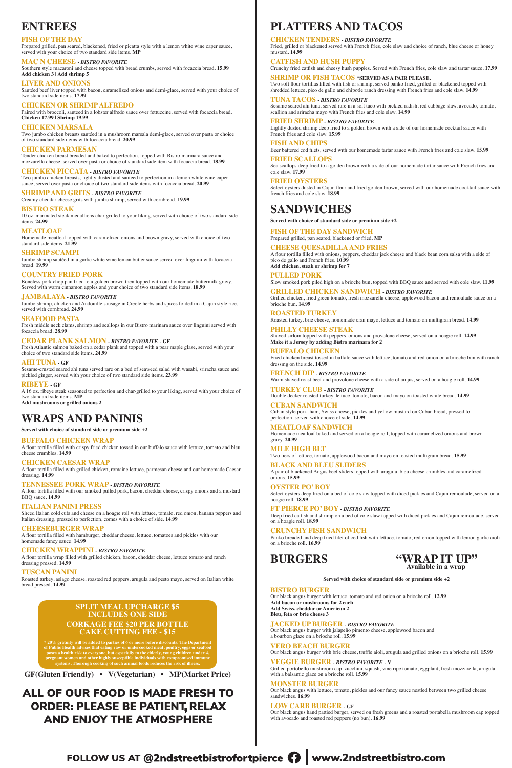# ENTREES

### FISH OF THE DAY
Prepared grilled, pan seared, blackened, fried or picatta style with a lemon white wine caper sauce, served with your choice of two standard side items. **MP**

### MAC N CHEESE *- BISTRO FAVORITE*
Southern style macaroni and cheese topped with bread crumbs, served with focaccia bread. **15.99**
**Add chicken 3 | Add shrimp 5**

### LIVER AND ONIONS
Sautéed beef liver topped with bacon, caramelized onions and demi-glace, served with your choice of two standard side items. **17.99**

### CHICKEN OR SHRIMP ALFREDO
Paired with broccoli, sauteed in a lobster alfredo sauce over fettuccine, served with focaccia bread.
**Chicken 17.99 | Shrimp 19.99**

### CHICKEN MARSALA
Two jumbo chicken breasts sautéed in a mushroom marsala demi-glace, served over pasta or choice of two standard side items with focaccia bread. **20.99**

### CHICKEN PARMESAN
Tender chicken breast breaded and baked to perfection, topped with Bistro marinara sauce and mozzarella cheese, served over pasta or choice of standard side item with focaccia bread. **18.99**

### CHICKEN PICCATA *- BISTRO FAVORITE*
Two jumbo chicken breasts, lightly dusted and sauteed to perfection in a lemon white wine caper sauce, served over pasta or choice of two standard side items with focaccia bread. **20.99**

### SHRIMP AND GRITS *- BISTRO FAVORITE*
Creamy cheddar cheese grits with jumbo shrimp, served with cornbread. **19.99**

### BISTRO STEAK
10 oz. marinated steak medallions char-grilled to your liking, served with choice of two standard side items. **24.99**

### MEATLOAF
Homemade meatloaf topped with caramelized onions and brown gravy, served with choice of two standard side items. **21.99**

### SHRIMP SCAMPI
Jumbo shrimp sautéed in a garlic white wine lemon butter sauce served over linguini with focaccia bread. **19.99**

### COUNTRY FRIED PORK
Boneless pork chop pan fried to a golden brown then topped with our homemade buttermilk gravy. Served with warm cinnamon apples and your choice of two standard side items. **18.99**

### JAMBALAYA *- BISTRO FAVORITE*
Jumbo shrimp, chicken and Andouille sausage in Creole herbs and spices folded in a Cajun style rice, served with cornbread. **24.99**

### SEAFOOD PASTA
Fresh middle neck clams, shrimp and scallops in our Bistro marinara sauce over linguini served with focaccia bread. **28.99**

### CEDAR PLANK SALMON *- BISTRO FAVORITE* - GF
Fresh Atlantic salmon baked on a cedar plank and topped with a pear maple glaze, served with your choice of two standard side items. **24.99**

### AHI TUNA - GF
Sesame-crusted seared ahi tuna served rare on a bed of seaweed salad with wasabi, sriracha sauce and pickled ginger, served with your choice of two standard side items. **23.99**

### RIBEYE - GF
A 16 oz. ribeye steak seasoned to perfection and char-grilled to your liking, served with your choice of two standard side items. **MP**
**Add mushrooms or grilled onions 2**

# WRAPS AND PANINIS

**Served with choice of standard side or premium side +2**

### BUFFALO CHICKEN WRAP
A flour tortilla filled with crispy fried chicken tossed in our buffalo sauce with lettuce, tomato and bleu cheese crumbles. **14.99**

### CHICKEN CAESAR WRAP
A flour tortilla filled with grilled chicken, romaine lettuce, parmesan cheese and our homemade Caesar dressing. **14.99**

### TENNESSEE PORK WRAP *- BISTRO FAVORITE*
A flour tortilla filled with our smoked pulled pork, bacon, cheddar cheese, crispy onions and a mustard BBQ sauce. **14.99**

### ITALIAN PANINI PRESS
Sliced Italian cold cuts and cheese on a hoagie roll with lettuce, tomato, red onion, banana peppers and Italian dressing, pressed to perfection, comes with a choice of side. **14.99**

### CHEESEBURGER WRAP
A flour tortilla filled with hamburger, cheddar cheese, lettuce, tomatoes and pickles with our homemade fancy sauce. **14.99**

### CHICKEN WRAPPINI *- BISTRO FAVORITE*
A flour tortilla wrap filled with grilled chicken, bacon, cheddar cheese, lettuce tomato and ranch dressing pressed. **14.99**

### TUSCAN PANINI
Roasted turkey, asiago cheese, roasted red peppers, arugula and pesto mayo, served on Italian white bread pressed. **14.99**

**SPLIT MEAL UPCHARGE $5**
**INCLUDES ONE SIDE**
**CORKAGE FEE $20 PER BOTTLE**
**CAKE CUTTING FEE - $15**

*** 20% gratuity will be added to parties of 6 or more before discounts. The Department of Public Health advises that eating raw or undercooked meat, poultry, eggs or seafood poses a health risk to everyone, but especially to the elderly, young children under 4, pregnant women and other highly susceptible individuals with compromised immune systems. Thorough cooking of such animal foods reduces the risk of illness.**

**GF(Gluten Friendly) • V(Vegetarian) • MP(Market Price)**

**ALL OF OUR FOOD IS MADE FRESH TO ORDER: PLEASE BE PATIENT, RELAX AND ENJOY THE ATMOSPHERE**

# PLATTERS AND TACOS

### CHICKEN TENDERS *- BISTRO FAVORITE*
Fried, grilled or blackened served with French fries, cole slaw and choice of ranch, blue cheese or honey mustard. **14.99**

### CATFISH AND HUSH PUPPY
Crunchy fried catfish and cheesy hush puppies. Served with French fries, cole slaw and tartar sauce. **17.99**

### SHRIMP OR FISH TACOS *SERVED AS A PAIR PLEASE.
Two soft flour tortillas filled with fish or shrimp, served panko fried, grilled or blackened topped with shredded lettuce, pico de gallo and chipotle ranch dressing with French fries and cole slaw. **14.99**

### TUNA TACOS *- BISTRO FAVORITE*
Sesame seared ahi tuna, served rare in a soft taco with pickled radish, red cabbage slaw, avocado, tomato, scallion and sriracha mayo with French fries and cole slaw. **14.99**

### FRIED SHRIMP *- BISTRO FAVORITE*
Lightly dusted shrimp deep fried to a golden brown with a side of our homemade cocktail sauce with French fries and cole slaw. **15.99**

### FISH AND CHIPS
Beer battered cod filets, served with our homemade tartar sauce with French fries and cole slaw. **15.99**

### FRIED SCALLOPS
Sea scallops deep fried to a golden brown with a side of our homemade tartar sauce with French fries and cole slaw. **17.99**

### FRIED OYSTERS
Select oysters dusted in Cajun flour and fried golden brown, served with our homemade cocktail sauce with french fries and cole slaw. **18.99**

# SANDWICHES

**Served with choice of standard side or premium side +2**

### FISH OF THE DAY SANDWICH
Prepared grilled, pan seared, blackened or fried. **MP**

### CHEESE QUESADILLA AND FRIES
A flour tortilla filled with onions, peppers, cheddar jack cheese and black bean corn salsa with a side of pico de gallo and French fries. **10.99**
**Add chicken, steak or shrimp for 7**

### PULLED PORK
Slow smoked pork piled high on a brioche bun, topped with BBQ sauce and served with cole slaw. **11.99**

### GRILLED CHICKEN SANDWICH *- BISTRO FAVORITE*
Grilled chicken, fried green tomato, fresh mozzarella cheese, applewood bacon and remoulade sauce on a brioche bun. **14.99**

### ROASTED TURKEY
Roasted turkey, brie cheese, homemade cran mayo, lettuce and tomato on multigrain bread. **14.99**

### PHILLY CHEESE STEAK
Shaved sirloin topped with peppers, onions and provolone cheese, served on a hoagie roll. **14.99**
**Make it a Jersey by adding Bistro marinara for 2**

### BUFFALO CHICKEN
Fried chicken breast tossed in buffalo sauce with lettuce, tomato and red onion on a brioche bun with ranch dressing on the side. **14.99**

### FRENCH DIP *- BISTRO FAVORITE*
Warm shaved roast beef and provolone cheese with a side of au jus, served on a hoagie roll. **14.99**

### TURKEY CLUB *- BISTRO FAVORITE*
Double decker roasted turkey, lettuce, tomato, bacon and mayo on toasted white bread. **14.99**

### CUBAN SANDWICH
Cuban style pork, ham, Swiss cheese, pickles and yellow mustard on Cuban bread, pressed to perfection, served with choice of side. **14.99**

### MEATLOAF SANDWICH
Homemade meatloaf baked and served on a hoagie roll, topped with caramelized onions and brown gravy. **20.99**

### MILE HIGH BLT
Two tiers of lettuce, tomato, applewood bacon and mayo on toasted multigrain bread. **15.99**

### BLACK AND BLEU SLIDERS
A pair of blackened Angus beef sliders topped with arugula, bleu cheese crumbles and caramelized onions. **15.99**

### OYSTER PO' BOY
Select oysters deep fried on a bed of cole slaw topped with diced pickles and Cajun remoulade, served on a hoagie roll. **18.99**

### FT PIERCE PO' BOY *- BISTRO FAVORITE*
Deep fried catfish and shrimp on a bed of cole slaw topped with diced pickles and Cajun remoulade, served on a hoagie roll. **18.99**

### CRUNCHY FISH SANDWICH
Panko breaded and deep fried filet of cod fish with lettuce, tomato, red onion topped with lemon garlic aioli on a brioche roll. **16.99**

# BURGERS

## "WRAP IT UP"
**Available in a wrap**

**Served with choice of standard side or premium side +2**

### BISTRO BURGER
Our black angus burger with lettuce, tomato and red onion on a brioche roll. **12.99**
**Add bacon or mushrooms for 2 each**
**Add Swiss, cheddar or American 2**
**Bleu, feta or brie cheese 3**

### JACKED UP BURGER *- BISTRO FAVORITE*
Our black angus burger with jalapeño pimento cheese, applewood bacon and a bourbon glaze on a brioche roll. **15.99**

### VERO BEACH BURGER
Our black angus burger with brie cheese, truffle aioli, arugula and grilled onions on a brioche roll. **15.99**

### VEGGIE BURGER *- BISTRO FAVORITE* - V
Grilled portobello mushroom cap, zucchini, squash, vine ripe tomato, eggplant, fresh mozzarella, arugula with a balsamic glaze on a brioche roll. **15.99**

### MONSTER BURGER
Our black angus with lettuce, tomato, pickles and our fancy sauce nestled between two grilled cheese sandwiches. **16.99**

### LOW CARB BURGER - GF
Our black angus hand pattied burger, served on fresh greens and a roasted portabella mushroom cap topped with avocado and roasted red peppers (no bun). **16.99**

**FOLLOW US AT @2ndstreetbistrofortpierce | www.2ndstreetbistro.com**